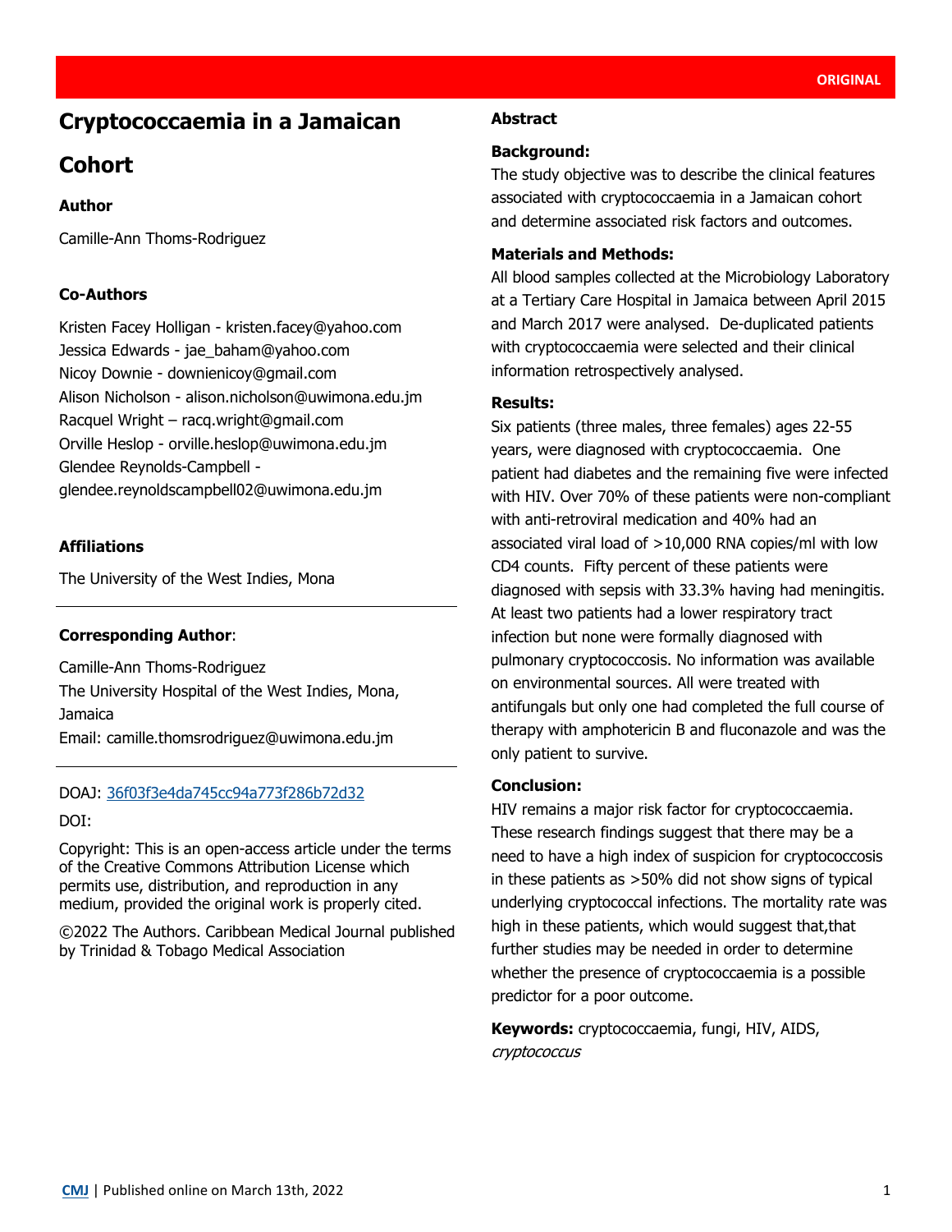ORIGINAL

# Cryptococcaemia in a Jamaican Cohort

### Author

Camille-Ann Thoms-Rodriguez

### Co-Authors

Kristen Facey Holligan - kristen.facey@yahoo.com
Jessica Edwards - jae_baham@yahoo.com
Nicoy Downie - downienicoy@gmail.com
Alison Nicholson - alison.nicholson@uwimona.edu.jm
Racquel Wright – racq.wright@gmail.com
Orville Heslop - orville.heslop@uwimona.edu.jm
Glendee Reynolds-Campbell - glendee.reynoldscampbell02@uwimona.edu.jm

### Affiliations

The University of the West Indies, Mona

---

**Corresponding Author**:

Camille-Ann Thoms-Rodriguez
The University Hospital of the West Indies, Mona, Jamaica
Email: camille.thomsrodriguez@uwimona.edu.jm

---

DOAJ: 36f03f3e4da745cc94a773f286b72d32

DOI:

Copyright: This is an open-access article under the terms of the Creative Commons Attribution License which permits use, distribution, and reproduction in any medium, provided the original work is properly cited.

©2022 The Authors. Caribbean Medical Journal published by Trinidad & Tobago Medical Association

## Abstract

### Background:

The study objective was to describe the clinical features associated with cryptococcaemia in a Jamaican cohort and determine associated risk factors and outcomes.

### Materials and Methods:

All blood samples collected at the Microbiology Laboratory at a Tertiary Care Hospital in Jamaica between April 2015 and March 2017 were analysed. De-duplicated patients with cryptococcaemia were selected and their clinical information retrospectively analysed.

### Results:

Six patients (three males, three females) ages 22-55 years, were diagnosed with cryptococcaemia. One patient had diabetes and the remaining five were infected with HIV. Over 70% of these patients were non-compliant with anti-retroviral medication and 40% had an associated viral load of >10,000 RNA copies/ml with low CD4 counts. Fifty percent of these patients were diagnosed with sepsis with 33.3% having had meningitis. At least two patients had a lower respiratory tract infection but none were formally diagnosed with pulmonary cryptococcosis. No information was available on environmental sources. All were treated with antifungals but only one had completed the full course of therapy with amphotericin B and fluconazole and was the only patient to survive.

### Conclusion:

HIV remains a major risk factor for cryptococcaemia. These research findings suggest that there may be a need to have a high index of suspicion for cryptococcosis in these patients as >50% did not show signs of typical underlying cryptococcal infections. The mortality rate was high in these patients, which would suggest that,that further studies may be needed in order to determine whether the presence of cryptococcaemia is a possible predictor for a poor outcome.

**Keywords:** cryptococcaemia, fungi, HIV, AIDS, *cryptococcus*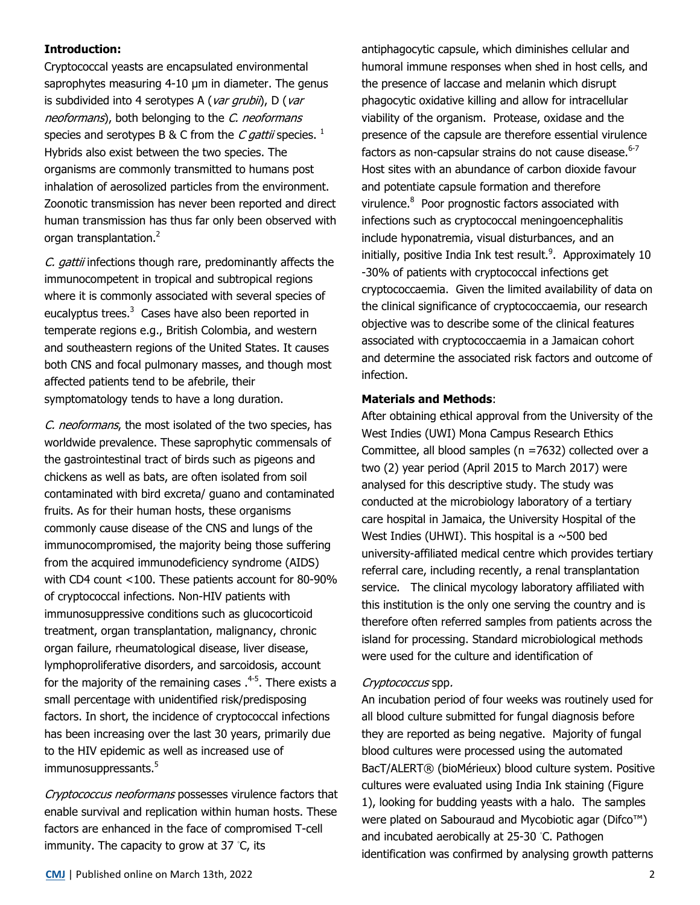**Introduction:**

Cryptococcal yeasts are encapsulated environmental saprophytes measuring 4-10 µm in diameter. The genus is subdivided into 4 serotypes A (*var grubii*), D (*var neoformans*), both belonging to the *C. neoformans* species and serotypes B & C from the *C gattii* species. [1] Hybrids also exist between the two species. The organisms are commonly transmitted to humans post inhalation of aerosolized particles from the environment. Zoonotic transmission has never been reported and direct human transmission has thus far only been observed with organ transplantation.[2]

*C. gattii* infections though rare, predominantly affects the immunocompetent in tropical and subtropical regions where it is commonly associated with several species of eucalyptus trees.[3] Cases have also been reported in temperate regions e.g., British Colombia, and western and southeastern regions of the United States. It causes both CNS and focal pulmonary masses, and though most affected patients tend to be afebrile, their symptomatology tends to have a long duration.

*C. neoformans*, the most isolated of the two species, has worldwide prevalence. These saprophytic commensals of the gastrointestinal tract of birds such as pigeons and chickens as well as bats, are often isolated from soil contaminated with bird excreta/ guano and contaminated fruits. As for their human hosts, these organisms commonly cause disease of the CNS and lungs of the immunocompromised, the majority being those suffering from the acquired immunodeficiency syndrome (AIDS) with CD4 count <100. These patients account for 80-90% of cryptococcal infections. Non-HIV patients with immunosuppressive conditions such as glucocorticoid treatment, organ transplantation, malignancy, chronic organ failure, rheumatological disease, liver disease, lymphoproliferative disorders, and sarcoidosis, account for the majority of the remaining cases .[4-5]. There exists a small percentage with unidentified risk/predisposing factors. In short, the incidence of cryptococcal infections has been increasing over the last 30 years, primarily due to the HIV epidemic as well as increased use of immunosuppressants.[5]

*Cryptococcus neoformans* possesses virulence factors that enable survival and replication within human hosts. These factors are enhanced in the face of compromised T-cell immunity. The capacity to grow at 37 °C, its antiphagocytic capsule, which diminishes cellular and humoral immune responses when shed in host cells, and the presence of laccase and melanin which disrupt phagocytic oxidative killing and allow for intracellular viability of the organism. Protease, oxidase and the presence of the capsule are therefore essential virulence factors as non-capsular strains do not cause disease.[6-7] Host sites with an abundance of carbon dioxide favour and potentiate capsule formation and therefore virulence.[8] Poor prognostic factors associated with infections such as cryptococcal meningoencephalitis include hyponatremia, visual disturbances, and an initially, positive India Ink test result.[9]. Approximately 10 -30% of patients with cryptococcal infections get cryptococcaemia. Given the limited availability of data on the clinical significance of cryptococcaemia, our research objective was to describe some of the clinical features associated with cryptococcaemia in a Jamaican cohort and determine the associated risk factors and outcome of infection.

**Materials and Methods**:

After obtaining ethical approval from the University of the West Indies (UWI) Mona Campus Research Ethics Committee, all blood samples (n =7632) collected over a two (2) year period (April 2015 to March 2017) were analysed for this descriptive study. The study was conducted at the microbiology laboratory of a tertiary care hospital in Jamaica, the University Hospital of the West Indies (UHWI). This hospital is a ~500 bed university-affiliated medical centre which provides tertiary referral care, including recently, a renal transplantation service. The clinical mycology laboratory affiliated with this institution is the only one serving the country and is therefore often referred samples from patients across the island for processing. Standard microbiological methods were used for the culture and identification of

*Cryptococcus* spp.

An incubation period of four weeks was routinely used for all blood culture submitted for fungal diagnosis before they are reported as being negative. Majority of fungal blood cultures were processed using the automated BacT/ALERT® (bioMérieux) blood culture system. Positive cultures were evaluated using India Ink staining (Figure 1), looking for budding yeasts with a halo. The samples were plated on Sabouraud and Mycobiotic agar (Difco™) and incubated aerobically at 25-30 °C. Pathogen identification was confirmed by analysing growth patterns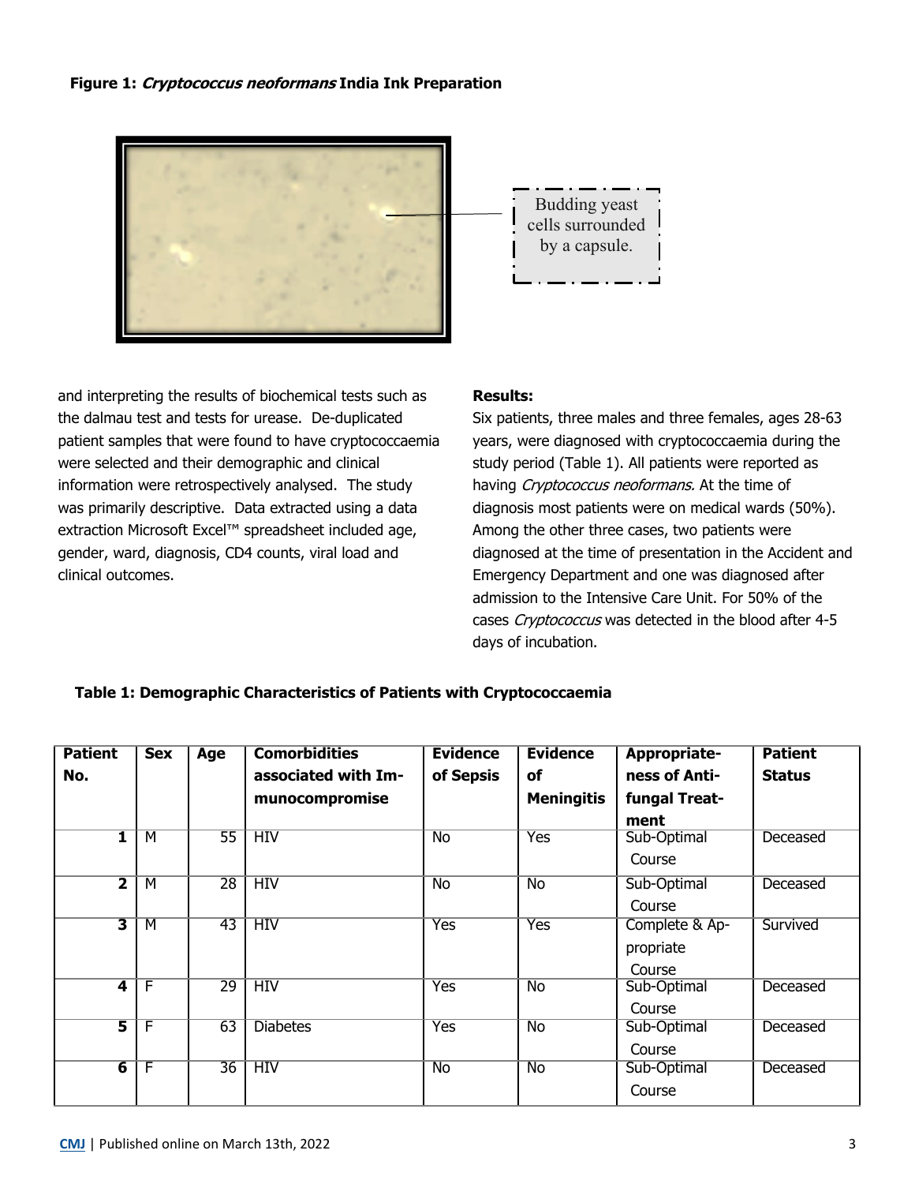**Figure 1: *Cryptococcus neoformans* India Ink Preparation**

Budding yeast cells surrounded by a capsule.

and interpreting the results of biochemical tests such as the dalmau test and tests for urease. De-duplicated patient samples that were found to have cryptococcaemia were selected and their demographic and clinical information were retrospectively analysed. The study was primarily descriptive. Data extracted using a data extraction Microsoft Excel™ spreadsheet included age, gender, ward, diagnosis, CD4 counts, viral load and clinical outcomes.

**Results:**

Six patients, three males and three females, ages 28-63 years, were diagnosed with cryptococcaemia during the study period (Table 1). All patients were reported as having *Cryptococcus neoformans.* At the time of diagnosis most patients were on medical wards (50%). Among the other three cases, two patients were diagnosed at the time of presentation in the Accident and Emergency Department and one was diagnosed after admission to the Intensive Care Unit. For 50% of the cases *Cryptococcus* was detected in the blood after 4-5 days of incubation.

**Table 1: Demographic Characteristics of Patients with Cryptococcaemia**

| Patient No. | Sex | Age | Comorbidities associated with Immunocompromise | Evidence of Sepsis | Evidence of Meningitis | Appropriateness of Anti-fungal Treatment | Patient Status |
|---|---|---|---|---|---|---|---|
| 1 | M | 55 | HIV | No | Yes | Sub-Optimal Course | Deceased |
| 2 | M | 28 | HIV | No | No | Sub-Optimal Course | Deceased |
| 3 | M | 43 | HIV | Yes | Yes | Complete & Appropriate Course | Survived |
| 4 | F | 29 | HIV | Yes | No | Sub-Optimal Course | Deceased |
| 5 | F | 63 | Diabetes | Yes | No | Sub-Optimal Course | Deceased |
| 6 | F | 36 | HIV | No | No | Sub-Optimal Course | Deceased |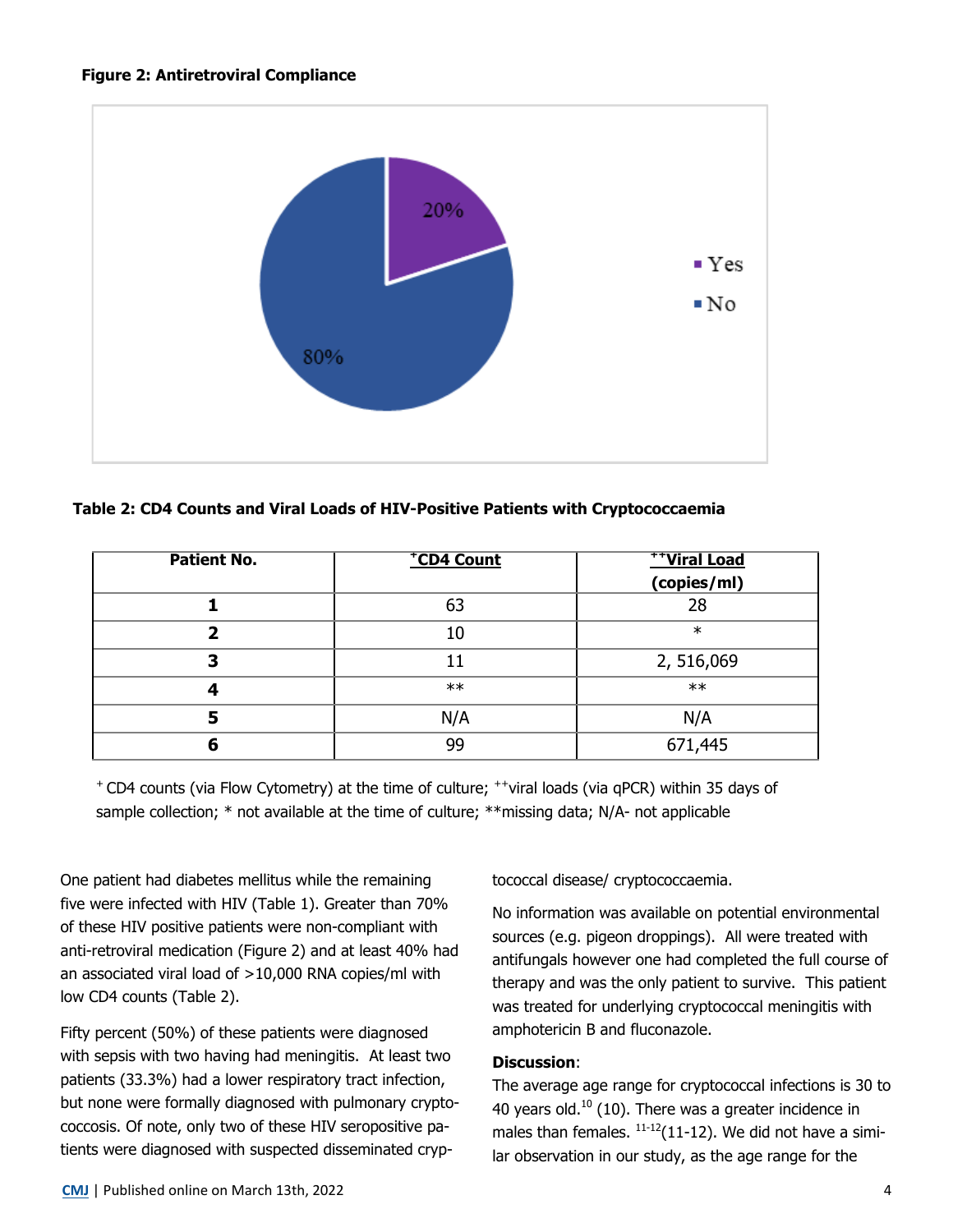**Figure 2: Antiretroviral Compliance**

**Table 2: CD4 Counts and Viral Loads of HIV-Positive Patients with Cryptococcaemia**

| Patient No. | +CD4 Count | ++Viral Load (copies/ml) |
|---|---|---|
| **1** | 63 | 28 |
| **2** | 10 | * |
| **3** | 11 | 2, 516,069 |
| **4** | ** | ** |
| **5** | N/A | N/A |
| **6** | 99 | 671,445 |

+ CD4 counts (via Flow Cytometry) at the time of culture; ++viral loads (via qPCR) within 35 days of sample collection; * not available at the time of culture; **missing data; N/A- not applicable

One patient had diabetes mellitus while the remaining five were infected with HIV (Table 1). Greater than 70% of these HIV positive patients were non-compliant with anti-retroviral medication (Figure 2) and at least 40% had an associated viral load of >10,000 RNA copies/ml with low CD4 counts (Table 2).

Fifty percent (50%) of these patients were diagnosed with sepsis with two having had meningitis. At least two patients (33.3%) had a lower respiratory tract infection, but none were formally diagnosed with pulmonary cryptococcosis. Of note, only two of these HIV seropositive patients were diagnosed with suspected disseminated cryptococcal disease/ cryptococcaemia.

No information was available on potential environmental sources (e.g. pigeon droppings). All were treated with antifungals however one had completed the full course of therapy and was the only patient to survive. This patient was treated for underlying cryptococcal meningitis with amphotericin B and fluconazole.

## Discussion:

The average age range for cryptococcal infections is 30 to 40 years old.[10] (10). There was a greater incidence in males than females. [11-12](11-12). We did not have a similar observation in our study, as the age range for the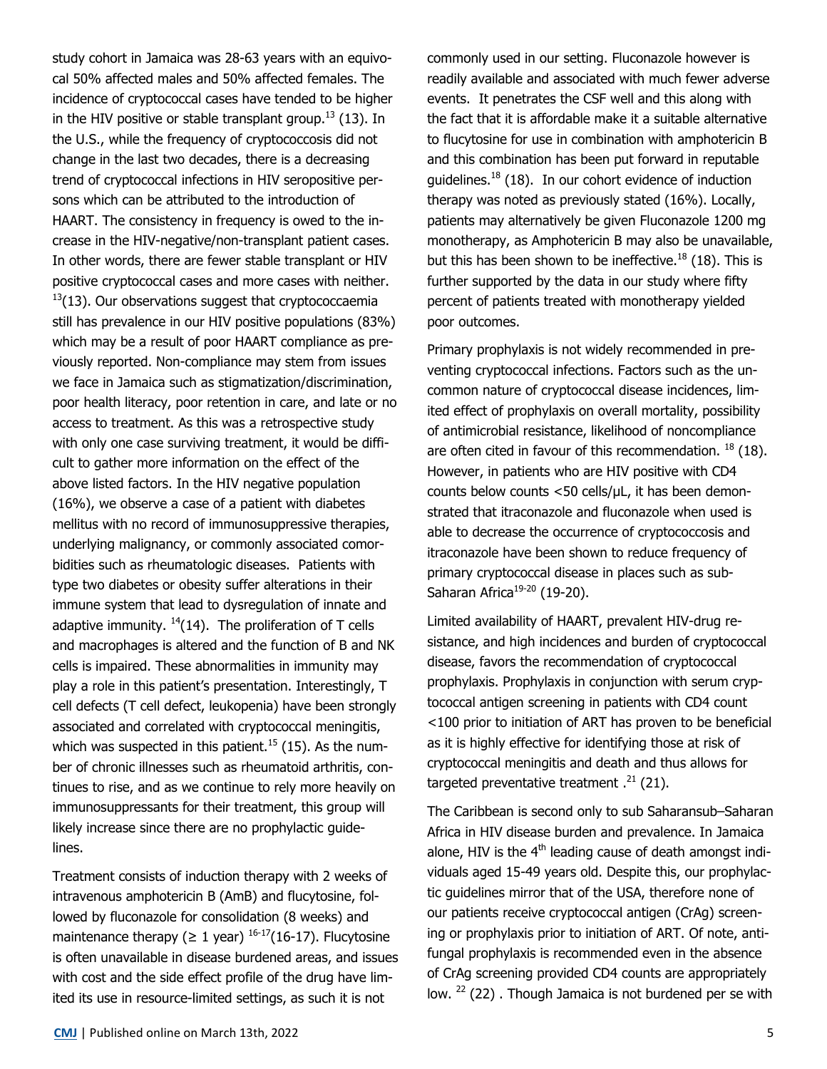study cohort in Jamaica was 28-63 years with an equivocal 50% affected males and 50% affected females. The incidence of cryptococcal cases have tended to be higher in the HIV positive or stable transplant group.[13] (13). In the U.S., while the frequency of cryptococcosis did not change in the last two decades, there is a decreasing trend of cryptococcal infections in HIV seropositive persons which can be attributed to the introduction of HAART. The consistency in frequency is owed to the increase in the HIV-negative/non-transplant patient cases. In other words, there are fewer stable transplant or HIV positive cryptococcal cases and more cases with neither. [13](13). Our observations suggest that cryptococcaemia still has prevalence in our HIV positive populations (83%) which may be a result of poor HAART compliance as previously reported. Non-compliance may stem from issues we face in Jamaica such as stigmatization/discrimination, poor health literacy, poor retention in care, and late or no access to treatment. As this was a retrospective study with only one case surviving treatment, it would be difficult to gather more information on the effect of the above listed factors. In the HIV negative population (16%), we observe a case of a patient with diabetes mellitus with no record of immunosuppressive therapies, underlying malignancy, or commonly associated comorbidities such as rheumatologic diseases. Patients with type two diabetes or obesity suffer alterations in their immune system that lead to dysregulation of innate and adaptive immunity. [14](14). The proliferation of T cells and macrophages is altered and the function of B and NK cells is impaired. These abnormalities in immunity may play a role in this patient's presentation. Interestingly, T cell defects (T cell defect, leukopenia) have been strongly associated and correlated with cryptococcal meningitis, which was suspected in this patient.[15] (15). As the number of chronic illnesses such as rheumatoid arthritis, continues to rise, and as we continue to rely more heavily on immunosuppressants for their treatment, this group will likely increase since there are no prophylactic guidelines.

Treatment consists of induction therapy with 2 weeks of intravenous amphotericin B (AmB) and flucytosine, followed by fluconazole for consolidation (8 weeks) and maintenance therapy (≥ 1 year) [16-17](16-17). Flucytosine is often unavailable in disease burdened areas, and issues with cost and the side effect profile of the drug have limited its use in resource-limited settings, as such it is not commonly used in our setting. Fluconazole however is readily available and associated with much fewer adverse events. It penetrates the CSF well and this along with the fact that it is affordable make it a suitable alternative to flucytosine for use in combination with amphotericin B and this combination has been put forward in reputable guidelines.[18] (18). In our cohort evidence of induction therapy was noted as previously stated (16%). Locally, patients may alternatively be given Fluconazole 1200 mg monotherapy, as Amphotericin B may also be unavailable, but this has been shown to be ineffective.[18] (18). This is further supported by the data in our study where fifty percent of patients treated with monotherapy yielded poor outcomes.

Primary prophylaxis is not widely recommended in preventing cryptococcal infections. Factors such as the uncommon nature of cryptococcal disease incidences, limited effect of prophylaxis on overall mortality, possibility of antimicrobial resistance, likelihood of noncompliance are often cited in favour of this recommendation. [18] (18). However, in patients who are HIV positive with CD4 counts below counts <50 cells/μL, it has been demonstrated that itraconazole and fluconazole when used is able to decrease the occurrence of cryptococcosis and itraconazole have been shown to reduce frequency of primary cryptococcal disease in places such as sub-Saharan Africa[19-20] (19-20).

Limited availability of HAART, prevalent HIV-drug resistance, and high incidences and burden of cryptococcal disease, favors the recommendation of cryptococcal prophylaxis. Prophylaxis in conjunction with serum cryptococcal antigen screening in patients with CD4 count <100 prior to initiation of ART has proven to be beneficial as it is highly effective for identifying those at risk of cryptococcal meningitis and death and thus allows for targeted preventative treatment .[21] (21).

The Caribbean is second only to sub Saharansub–Saharan Africa in HIV disease burden and prevalence. In Jamaica alone, HIV is the 4th leading cause of death amongst individuals aged 15-49 years old. Despite this, our prophylactic guidelines mirror that of the USA, therefore none of our patients receive cryptococcal antigen (CrAg) screening or prophylaxis prior to initiation of ART. Of note, antifungal prophylaxis is recommended even in the absence of CrAg screening provided CD4 counts are appropriately low. [22] (22) . Though Jamaica is not burdened per se with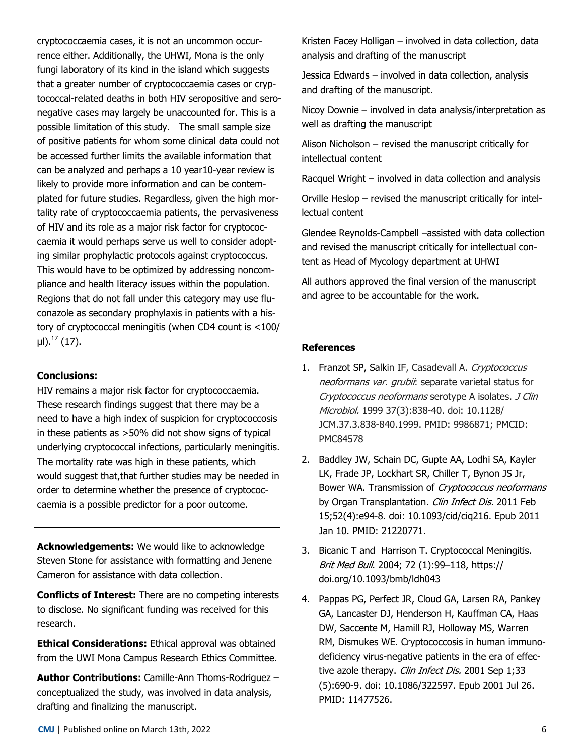cryptococcaemia cases, it is not an uncommon occurrence either. Additionally, the UHWI, Mona is the only fungi laboratory of its kind in the island which suggests that a greater number of cryptococcaemia cases or cryptococcal-related deaths in both HIV seropositive and seronegative cases may largely be unaccounted for. This is a possible limitation of this study. The small sample size of positive patients for whom some clinical data could not be accessed further limits the available information that can be analyzed and perhaps a 10 year10-year review is likely to provide more information and can be contemplated for future studies. Regardless, given the high mortality rate of cryptococcaemia patients, the pervasiveness of HIV and its role as a major risk factor for cryptococcaemia it would perhaps serve us well to consider adopting similar prophylactic protocols against cryptococcus. This would have to be optimized by addressing noncompliance and health literacy issues within the population. Regions that do not fall under this category may use fluconazole as secondary prophylaxis in patients with a history of cryptococcal meningitis (when CD4 count is <100/μl).[17] (17).

**Conclusions:**

HIV remains a major risk factor for cryptococcaemia. These research findings suggest that there may be a need to have a high index of suspicion for cryptococcosis in these patients as >50% did not show signs of typical underlying cryptococcal infections, particularly meningitis. The mortality rate was high in these patients, which would suggest that,that further studies may be needed in order to determine whether the presence of cryptococcaemia is a possible predictor for a poor outcome.

---

**Acknowledgements:** We would like to acknowledge Steven Stone for assistance with formatting and Jenene Cameron for assistance with data collection.

**Conflicts of Interest:** There are no competing interests to disclose. No significant funding was received for this research.

**Ethical Considerations:** Ethical approval was obtained from the UWI Mona Campus Research Ethics Committee.

**Author Contributions:** Camille-Ann Thoms-Rodriguez – conceptualized the study, was involved in data analysis, drafting and finalizing the manuscript.

Kristen Facey Holligan – involved in data collection, data analysis and drafting of the manuscript

Jessica Edwards – involved in data collection, analysis and drafting of the manuscript.

Nicoy Downie – involved in data analysis/interpretation as well as drafting the manuscript

Alison Nicholson – revised the manuscript critically for intellectual content

Racquel Wright – involved in data collection and analysis

Orville Heslop – revised the manuscript critically for intellectual content

Glendee Reynolds-Campbell –assisted with data collection and revised the manuscript critically for intellectual content as Head of Mycology department at UHWI

All authors approved the final version of the manuscript and agree to be accountable for the work.

---

**References**

1. Franzot SP, Salkin IF, Casadevall A. *Cryptococcus neoformans var. grubii*: separate varietal status for *Cryptococcus neoformans* serotype A isolates. *J Clin Microbiol.* 1999 37(3):838-40. doi: 10.1128/JCM.37.3.838-840.1999. PMID: 9986871; PMCID: PMC84578
2. Baddley JW, Schain DC, Gupte AA, Lodhi SA, Kayler LK, Frade JP, Lockhart SR, Chiller T, Bynon JS Jr, Bower WA. Transmission of *Cryptococcus neoformans* by Organ Transplantation. *Clin Infect Dis.* 2011 Feb 15;52(4):e94-8. doi: 10.1093/cid/ciq216. Epub 2011 Jan 10. PMID: 21220771.
3. Bicanic T and Harrison T. Cryptococcal Meningitis. *Brit Med Bull.* 2004; 72 (1):99–118, https://doi.org/10.1093/bmb/ldh043
4. Pappas PG, Perfect JR, Cloud GA, Larsen RA, Pankey GA, Lancaster DJ, Henderson H, Kauffman CA, Haas DW, Saccente M, Hamill RJ, Holloway MS, Warren RM, Dismukes WE. Cryptococcosis in human immunodeficiency virus-negative patients in the era of effective azole therapy. *Clin Infect Dis.* 2001 Sep 1;33(5):690-9. doi: 10.1086/322597. Epub 2001 Jul 26. PMID: 11477526.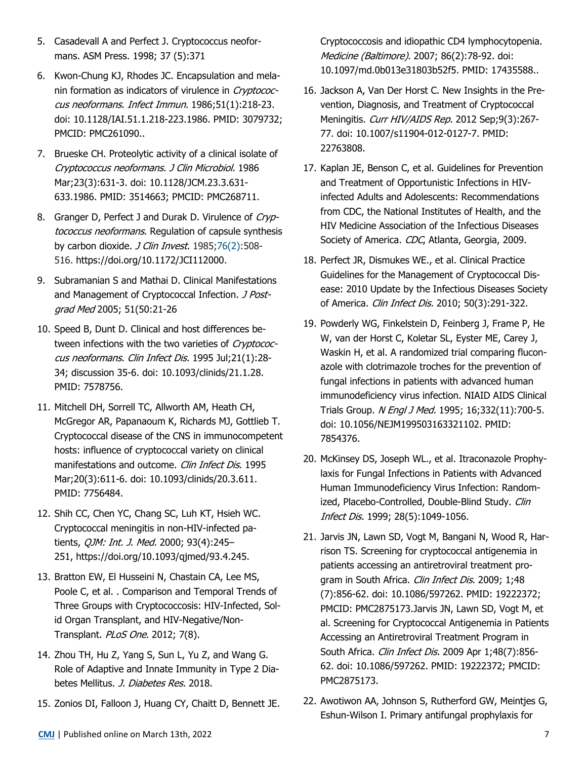5. Casadevall A and Perfect J. Cryptococcus neoformans. ASM Press. 1998; 37 (5):371

6. Kwon-Chung KJ, Rhodes JC. Encapsulation and melanin formation as indicators of virulence in *Cryptococcus neoformans*. *Infect Immun.* 1986;51(1):218-23. doi: 10.1128/IAI.51.1.218-223.1986. PMID: 3079732; PMCID: PMC261090..

7. Brueske CH. Proteolytic activity of a clinical isolate of *Cryptococcus neoformans*. *J Clin Microbiol.* 1986 Mar;23(3):631-3. doi: 10.1128/JCM.23.3.631-633.1986. PMID: 3514663; PMCID: PMC268711.

8. Granger D, Perfect J and Durak D. Virulence of *Cryptococcus neoformans*. Regulation of capsule synthesis by carbon dioxide. *J Clin Invest.* 1985;76(2):508-516. https://doi.org/10.1172/JCI112000.

9. Subramanian S and Mathai D. Clinical Manifestations and Management of Cryptococcal Infection. *J Postgrad Med* 2005; 51(50:21-26

10. Speed B, Dunt D. Clinical and host differences between infections with the two varieties of *Cryptococcus neoformans*. *Clin Infect Dis.* 1995 Jul;21(1):28-34; discussion 35-6. doi: 10.1093/clinids/21.1.28. PMID: 7578756.

11. Mitchell DH, Sorrell TC, Allworth AM, Heath CH, McGregor AR, Papanaoum K, Richards MJ, Gottlieb T. Cryptococcal disease of the CNS in immunocompetent hosts: influence of cryptococcal variety on clinical manifestations and outcome. *Clin Infect Dis.* 1995 Mar;20(3):611-6. doi: 10.1093/clinids/20.3.611. PMID: 7756484.

12. Shih CC, Chen YC, Chang SC, Luh KT, Hsieh WC. Cryptococcal meningitis in non-HIV-infected patients, *QJM: Int. J. Med.* 2000; 93(4):245–251, https://doi.org/10.1093/qjmed/93.4.245.

13. Bratton EW, El Husseini N, Chastain CA, Lee MS, Poole C, et al. . Comparison and Temporal Trends of Three Groups with Cryptococcosis: HIV-Infected, Solid Organ Transplant, and HIV-Negative/Non-Transplant. *PLoS One.* 2012; 7(8).

14. Zhou TH, Hu Z, Yang S, Sun L, Yu Z, and Wang G. Role of Adaptive and Innate Immunity in Type 2 Diabetes Mellitus. *J. Diabetes Res.* 2018.

15. Zonios DI, Falloon J, Huang CY, Chaitt D, Bennett JE. Cryptococcosis and idiopathic CD4 lymphocytopenia. *Medicine (Baltimore).* 2007; 86(2):78-92. doi: 10.1097/md.0b013e31803b52f5. PMID: 17435588..

16. Jackson A, Van Der Horst C. New Insights in the Prevention, Diagnosis, and Treatment of Cryptococcal Meningitis. *Curr HIV/AIDS Rep.* 2012 Sep;9(3):267-77. doi: 10.1007/s11904-012-0127-7. PMID: 22763808.

17. Kaplan JE, Benson C, et al. Guidelines for Prevention and Treatment of Opportunistic Infections in HIV-infected Adults and Adolescents: Recommendations from CDC, the National Institutes of Health, and the HIV Medicine Association of the Infectious Diseases Society of America. *CDC*, Atlanta, Georgia, 2009.

18. Perfect JR, Dismukes WE., et al. Clinical Practice Guidelines for the Management of Cryptococcal Disease: 2010 Update by the Infectious Diseases Society of America. *Clin Infect Dis.* 2010; 50(3):291-322.

19. Powderly WG, Finkelstein D, Feinberg J, Frame P, He W, van der Horst C, Koletar SL, Eyster ME, Carey J, Waskin H, et al. A randomized trial comparing fluconazole with clotrimazole troches for the prevention of fungal infections in patients with advanced human immunodeficiency virus infection. NIAID AIDS Clinical Trials Group. *N Engl J Med.* 1995; 16;332(11):700-5. doi: 10.1056/NEJM199503163321102. PMID: 7854376.

20. McKinsey DS, Joseph WL., et al. Itraconazole Prophylaxis for Fungal Infections in Patients with Advanced Human Immunodeficiency Virus Infection: Randomized, Placebo-Controlled, Double-Blind Study. *Clin Infect Dis.* 1999; 28(5):1049-1056.

21. Jarvis JN, Lawn SD, Vogt M, Bangani N, Wood R, Harrison TS. Screening for cryptococcal antigenemia in patients accessing an antiretroviral treatment program in South Africa. *Clin Infect Dis.* 2009; 1;48 (7):856-62. doi: 10.1086/597262. PMID: 19222372; PMCID: PMC2875173.Jarvis JN, Lawn SD, Vogt M, et al. Screening for Cryptococcal Antigenemia in Patients Accessing an Antiretroviral Treatment Program in South Africa. *Clin Infect Dis.* 2009 Apr 1;48(7):856-62. doi: 10.1086/597262. PMID: 19222372; PMCID: PMC2875173.

22. Awotiwon AA, Johnson S, Rutherford GW, Meintjes G, Eshun-Wilson I. Primary antifungal prophylaxis for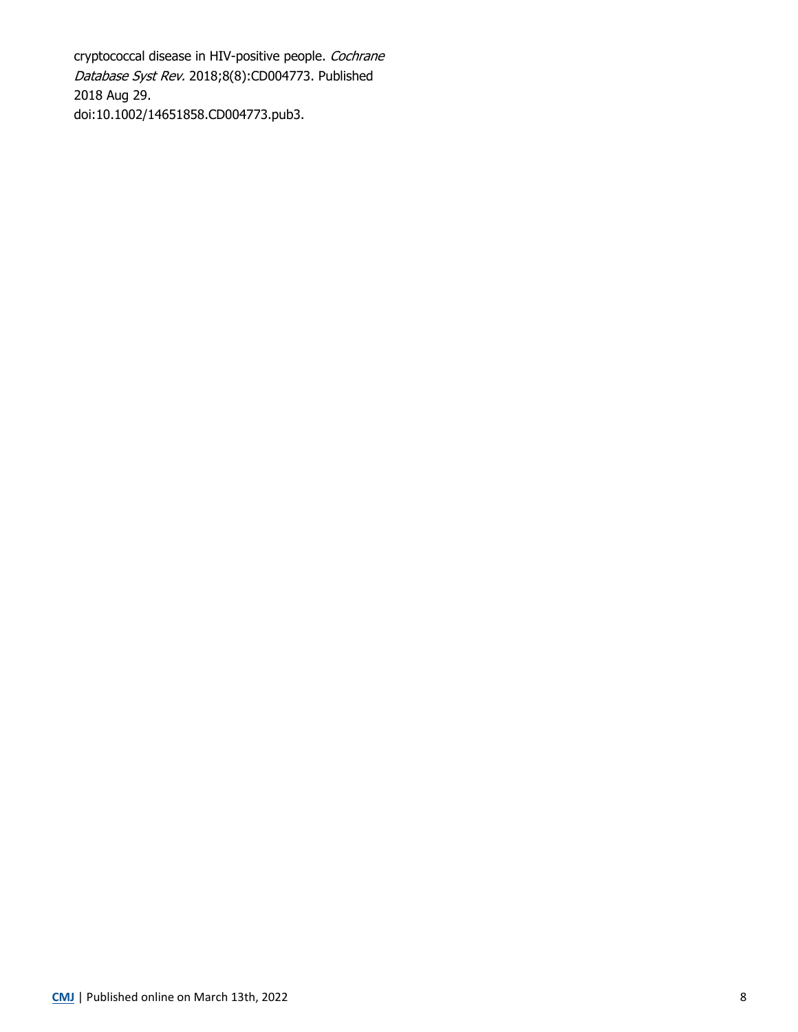cryptococcal disease in HIV-positive people. *Cochrane Database Syst Rev.* 2018;8(8):CD004773. Published 2018 Aug 29. doi:10.1002/14651858.CD004773.pub3.